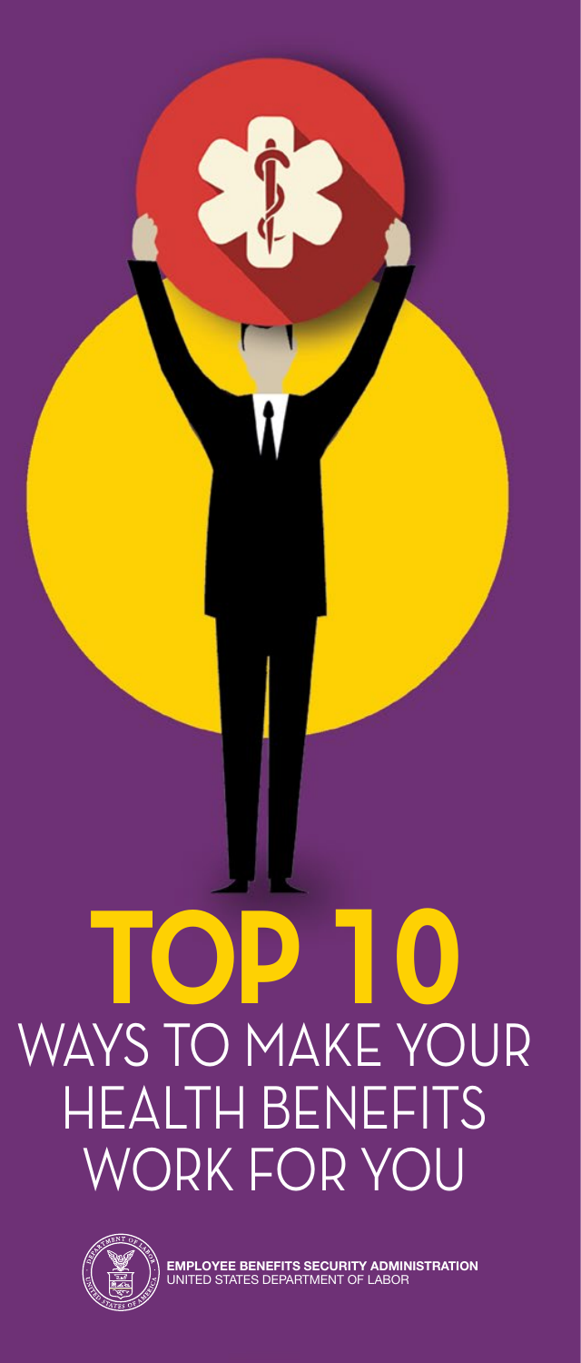# TOP 10 WAYS TO MAKE YOUR HEALTH BENEFITS WORK FOR YOU

**EMPLOYEE BENEFITS SECURITY ADMINISTRATION**
UNITED STATES DEPARTMENT OF LABOR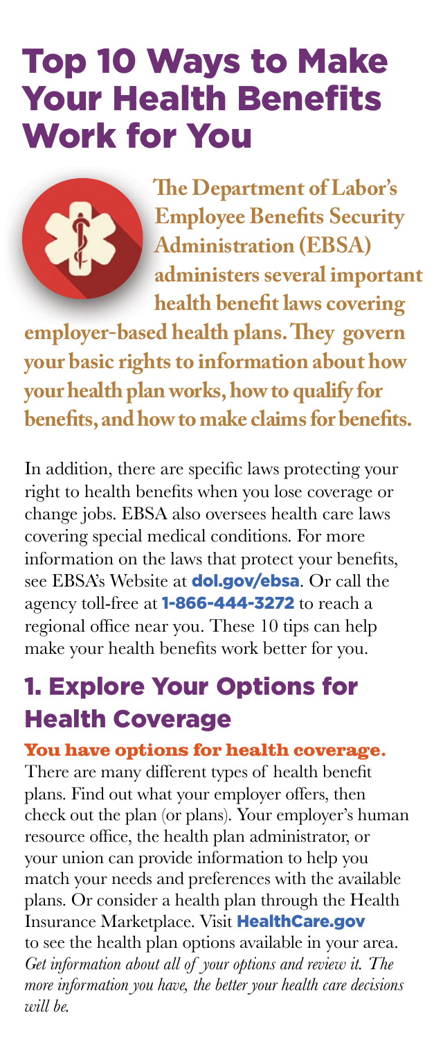# Top 10 Ways to Make Your Health Benefits Work for You

**The Department of Labor's Employee Benefits Security Administration (EBSA) administers several important health benefit laws covering employer-based health plans. They govern your basic rights to information about how your health plan works, how to qualify for benefits, and how to make claims for benefits.**

In addition, there are specific laws protecting your right to health benefits when you lose coverage or change jobs. EBSA also oversees health care laws covering special medical conditions. For more information on the laws that protect your benefits, see EBSA's Website at **dol.gov/ebsa**. Or call the agency toll-free at **1-866-444-3272** to reach a regional office near you. These 10 tips can help make your health benefits work better for you.

## 1. Explore Your Options for Health Coverage

**You have options for health coverage.** There are many different types of health benefit plans. Find out what your employer offers, then check out the plan (or plans). Your employer's human resource office, the health plan administrator, or your union can provide information to help you match your needs and preferences with the available plans. Or consider a health plan through the Health Insurance Marketplace. Visit **HealthCare.gov** to see the health plan options available in your area. *Get information about all of your options and review it. The more information you have, the better your health care decisions will be.*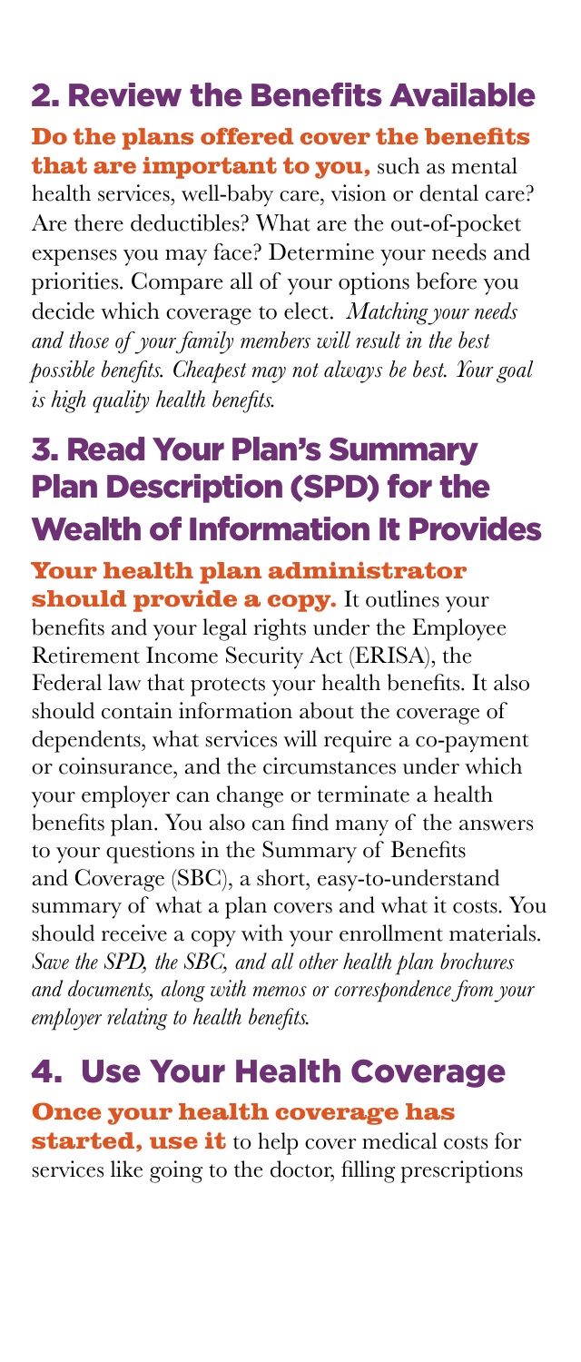## 2. Review the Benefits Available

**Do the plans offered cover the benefits that are important to you,** such as mental health services, well-baby care, vision or dental care? Are there deductibles? What are the out-of-pocket expenses you may face? Determine your needs and priorities. Compare all of your options before you decide which coverage to elect. *Matching your needs and those of your family members will result in the best possible benefits. Cheapest may not always be best. Your goal is high quality health benefits.*

## 3. Read Your Plan's Summary Plan Description (SPD) for the Wealth of Information It Provides

**Your health plan administrator should provide a copy.** It outlines your benefits and your legal rights under the Employee Retirement Income Security Act (ERISA), the Federal law that protects your health benefits. It also should contain information about the coverage of dependents, what services will require a co-payment or coinsurance, and the circumstances under which your employer can change or terminate a health benefits plan. You also can find many of the answers to your questions in the Summary of Benefits and Coverage (SBC), a short, easy-to-understand summary of what a plan covers and what it costs. You should receive a copy with your enrollment materials. *Save the SPD, the SBC, and all other health plan brochures and documents, along with memos or correspondence from your employer relating to health benefits.*

## 4. Use Your Health Coverage

**Once your health coverage has started, use it** to help cover medical costs for services like going to the doctor, filling prescriptions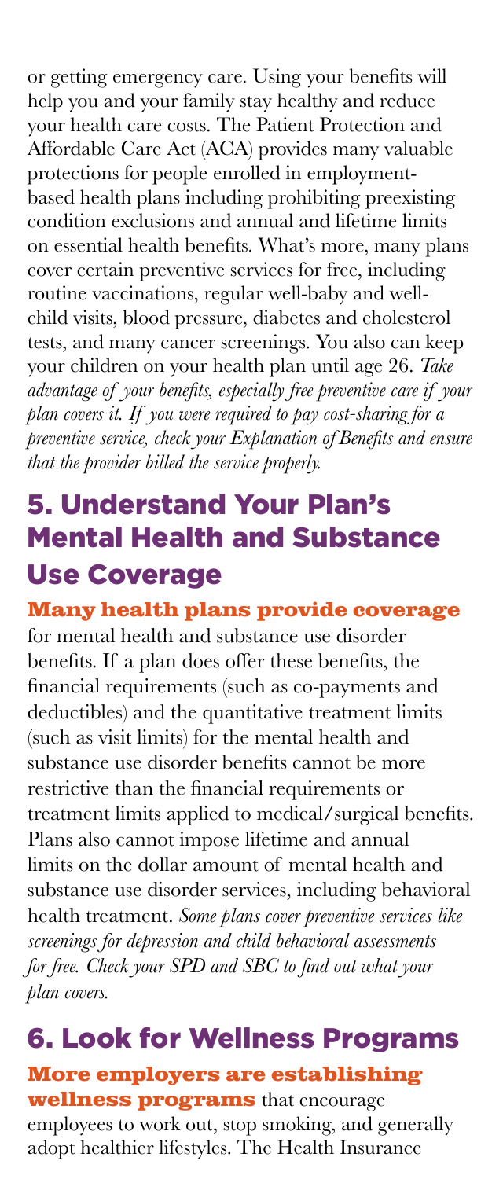or getting emergency care. Using your benefits will help you and your family stay healthy and reduce your health care costs. The Patient Protection and Affordable Care Act (ACA) provides many valuable protections for people enrolled in employment-based health plans including prohibiting preexisting condition exclusions and annual and lifetime limits on essential health benefits. What's more, many plans cover certain preventive services for free, including routine vaccinations, regular well-baby and well-child visits, blood pressure, diabetes and cholesterol tests, and many cancer screenings. You also can keep your children on your health plan until age 26. *Take advantage of your benefits, especially free preventive care if your plan covers it. If you were required to pay cost-sharing for a preventive service, check your Explanation of Benefits and ensure that the provider billed the service properly.*

## 5. Understand Your Plan's Mental Health and Substance Use Coverage

**Many health plans provide coverage** for mental health and substance use disorder benefits. If a plan does offer these benefits, the financial requirements (such as co-payments and deductibles) and the quantitative treatment limits (such as visit limits) for the mental health and substance use disorder benefits cannot be more restrictive than the financial requirements or treatment limits applied to medical/surgical benefits. Plans also cannot impose lifetime and annual limits on the dollar amount of mental health and substance use disorder services, including behavioral health treatment. *Some plans cover preventive services like screenings for depression and child behavioral assessments for free. Check your SPD and SBC to find out what your plan covers.*

## 6. Look for Wellness Programs

**More employers are establishing wellness programs** that encourage employees to work out, stop smoking, and generally adopt healthier lifestyles. The Health Insurance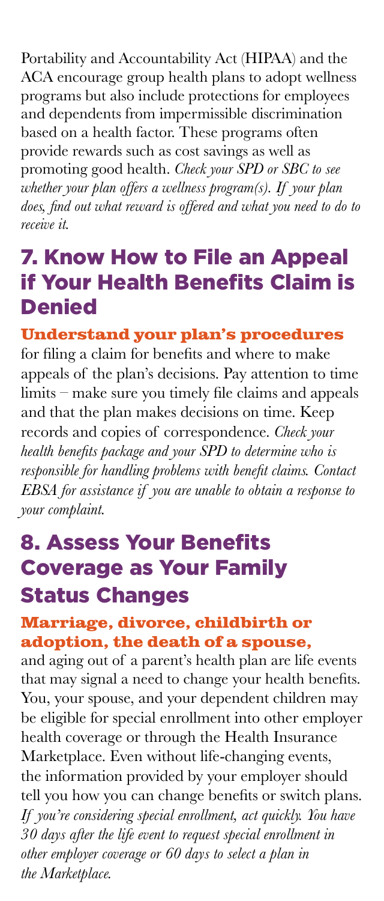Portability and Accountability Act (HIPAA) and the ACA encourage group health plans to adopt wellness programs but also include protections for employees and dependents from impermissible discrimination based on a health factor. These programs often provide rewards such as cost savings as well as promoting good health. *Check your SPD or SBC to see whether your plan offers a wellness program(s). If your plan does, find out what reward is offered and what you need to do to receive it.*

## 7. Know How to File an Appeal if Your Health Benefits Claim is Denied

**Understand your plan's procedures** for filing a claim for benefits and where to make appeals of the plan's decisions. Pay attention to time limits – make sure you timely file claims and appeals and that the plan makes decisions on time. Keep records and copies of correspondence. *Check your health benefits package and your SPD to determine who is responsible for handling problems with benefit claims. Contact EBSA for assistance if you are unable to obtain a response to your complaint.*

## 8. Assess Your Benefits Coverage as Your Family Status Changes

**Marriage, divorce, childbirth or adoption, the death of a spouse,** and aging out of a parent's health plan are life events that may signal a need to change your health benefits. You, your spouse, and your dependent children may be eligible for special enrollment into other employer health coverage or through the Health Insurance Marketplace. Even without life-changing events, the information provided by your employer should tell you how you can change benefits or switch plans. *If you're considering special enrollment, act quickly. You have 30 days after the life event to request special enrollment in other employer coverage or 60 days to select a plan in the Marketplace.*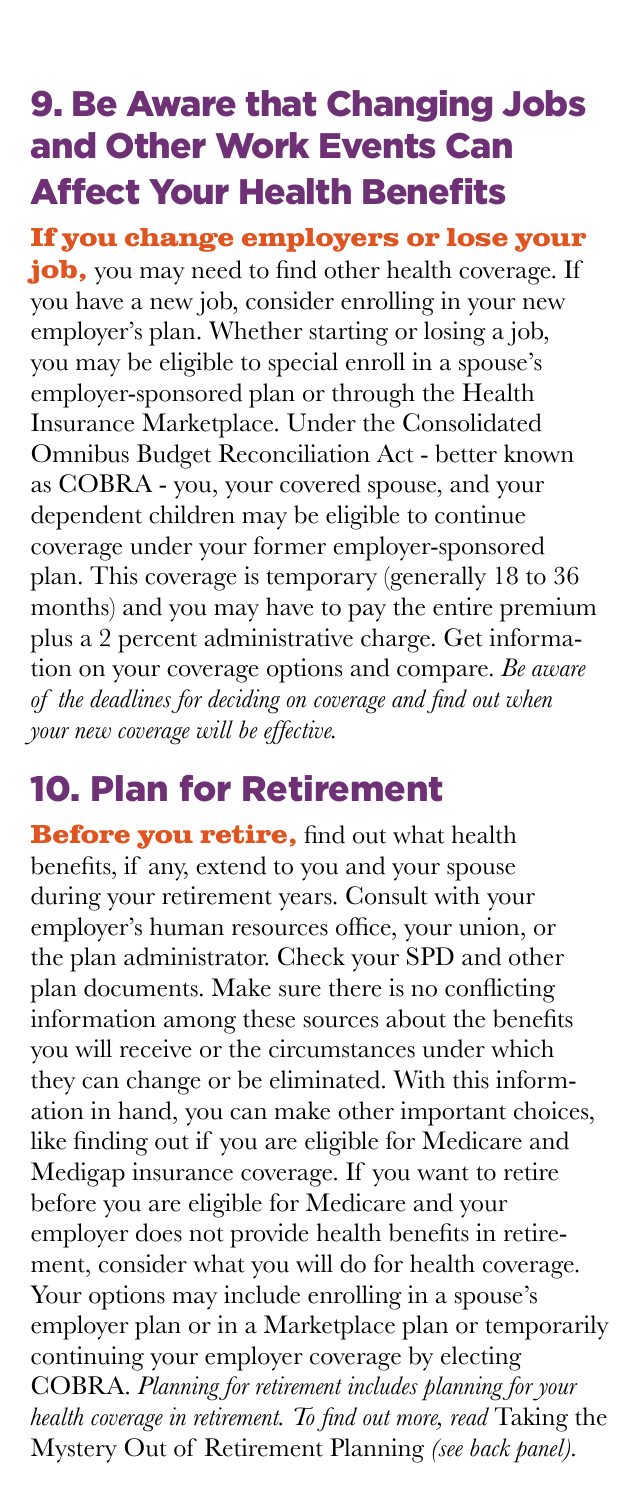## 9. Be Aware that Changing Jobs and Other Work Events Can Affect Your Health Benefits

**If you change employers or lose your job,** you may need to find other health coverage. If you have a new job, consider enrolling in your new employer's plan. Whether starting or losing a job, you may be eligible to special enroll in a spouse's employer-sponsored plan or through the Health Insurance Marketplace. Under the Consolidated Omnibus Budget Reconciliation Act - better known as COBRA - you, your covered spouse, and your dependent children may be eligible to continue coverage under your former employer-sponsored plan. This coverage is temporary (generally 18 to 36 months) and you may have to pay the entire premium plus a 2 percent administrative charge. Get information on your coverage options and compare. *Be aware of the deadlines for deciding on coverage and find out when your new coverage will be effective.*

## 10. Plan for Retirement

**Before you retire,** find out what health benefits, if any, extend to you and your spouse during your retirement years. Consult with your employer's human resources office, your union, or the plan administrator. Check your SPD and other plan documents. Make sure there is no conflicting information among these sources about the benefits you will receive or the circumstances under which they can change or be eliminated. With this information in hand, you can make other important choices, like finding out if you are eligible for Medicare and Medigap insurance coverage. If you want to retire before you are eligible for Medicare and your employer does not provide health benefits in retirement, consider what you will do for health coverage. Your options may include enrolling in a spouse's employer plan or in a Marketplace plan or temporarily continuing your employer coverage by electing COBRA. *Planning for retirement includes planning for your health coverage in retirement. To find out more, read* Taking the Mystery Out of Retirement Planning *(see back panel).*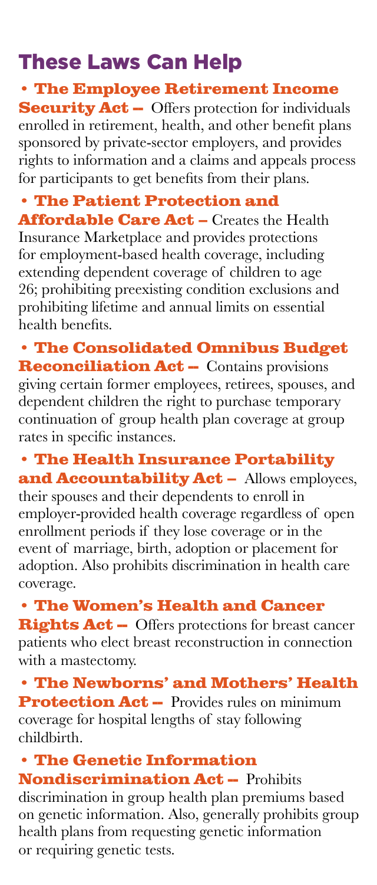## These Laws Can Help

- **The Employee Retirement Income Security Act –** Offers protection for individuals enrolled in retirement, health, and other benefit plans sponsored by private-sector employers, and provides rights to information and a claims and appeals process for participants to get benefits from their plans.

- **The Patient Protection and Affordable Care Act –** Creates the Health Insurance Marketplace and provides protections for employment-based health coverage, including extending dependent coverage of children to age 26; prohibiting preexisting condition exclusions and prohibiting lifetime and annual limits on essential health benefits.

- **The Consolidated Omnibus Budget Reconciliation Act –** Contains provisions giving certain former employees, retirees, spouses, and dependent children the right to purchase temporary continuation of group health plan coverage at group rates in specific instances.

- **The Health Insurance Portability and Accountability Act –** Allows employees, their spouses and their dependents to enroll in employer-provided health coverage regardless of open enrollment periods if they lose coverage or in the event of marriage, birth, adoption or placement for adoption. Also prohibits discrimination in health care coverage.

- **The Women's Health and Cancer Rights Act –** Offers protections for breast cancer patients who elect breast reconstruction in connection with a mastectomy.

- **The Newborns' and Mothers' Health Protection Act –** Provides rules on minimum coverage for hospital lengths of stay following childbirth.

- **The Genetic Information Nondiscrimination Act –** Prohibits discrimination in group health plan premiums based on genetic information. Also, generally prohibits group health plans from requesting genetic information or requiring genetic tests.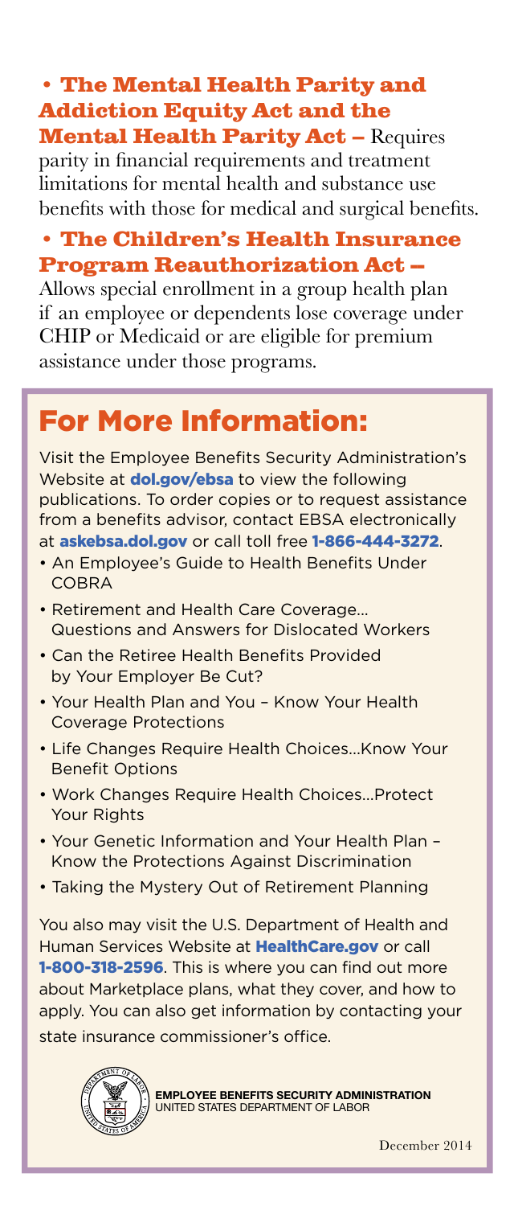- **The Mental Health Parity and Addiction Equity Act and the Mental Health Parity Act –** Requires parity in financial requirements and treatment limitations for mental health and substance use benefits with those for medical and surgical benefits.
- **The Children's Health Insurance Program Reauthorization Act –** Allows special enrollment in a group health plan if an employee or dependents lose coverage under CHIP or Medicaid or are eligible for premium assistance under those programs.

## For More Information:

Visit the Employee Benefits Security Administration's Website at **dol.gov/ebsa** to view the following publications. To order copies or to request assistance from a benefits advisor, contact EBSA electronically at **askebsa.dol.gov** or call toll free **1-866-444-3272**.

- An Employee's Guide to Health Benefits Under COBRA
- Retirement and Health Care Coverage... Questions and Answers for Dislocated Workers
- Can the Retiree Health Benefits Provided by Your Employer Be Cut?
- Your Health Plan and You – Know Your Health Coverage Protections
- Life Changes Require Health Choices...Know Your Benefit Options
- Work Changes Require Health Choices...Protect Your Rights
- Your Genetic Information and Your Health Plan – Know the Protections Against Discrimination
- Taking the Mystery Out of Retirement Planning

You also may visit the U.S. Department of Health and Human Services Website at **HealthCare.gov** or call **1-800-318-2596**. This is where you can find out more about Marketplace plans, what they cover, and how to apply. You can also get information by contacting your state insurance commissioner's office.

**EMPLOYEE BENEFITS SECURITY ADMINISTRATION**
UNITED STATES DEPARTMENT OF LABOR

December 2014